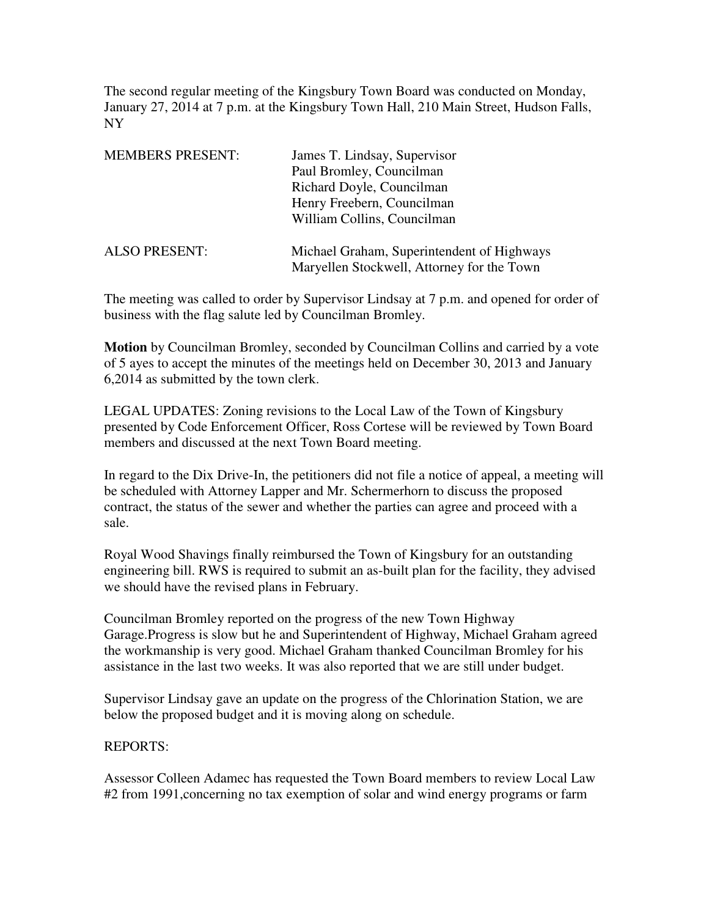The second regular meeting of the Kingsbury Town Board was conducted on Monday, January 27, 2014 at 7 p.m. at the Kingsbury Town Hall, 210 Main Street, Hudson Falls, NY

| MEMBERS PRESENT: | James T. Lindsay, Supervisor |
|---|---|
| | Paul Bromley, Councilman |
| | Richard Doyle, Councilman |
| | Henry Freebern, Councilman |
| | William Collins, Councilman |
| ALSO PRESENT: | Michael Graham, Superintendent of Highways |
| | Maryellen Stockwell, Attorney for the Town |

The meeting was called to order by Supervisor Lindsay at 7 p.m. and opened for order of business with the flag salute led by Councilman Bromley.

**Motion** by Councilman Bromley, seconded by Councilman Collins and carried by a vote of 5 ayes to accept the minutes of the meetings held on December 30, 2013 and January 6,2014 as submitted by the town clerk.

LEGAL UPDATES: Zoning revisions to the Local Law of the Town of Kingsbury presented by Code Enforcement Officer, Ross Cortese will be reviewed by Town Board members and discussed at the next Town Board meeting.

In regard to the Dix Drive-In, the petitioners did not file a notice of appeal, a meeting will be scheduled with Attorney Lapper and Mr. Schermerhorn to discuss the proposed contract, the status of the sewer and whether the parties can agree and proceed with a sale.

Royal Wood Shavings finally reimbursed the Town of Kingsbury for an outstanding engineering bill. RWS is required to submit an as-built plan for the facility, they advised we should have the revised plans in February.

Councilman Bromley reported on the progress of the new Town Highway Garage.Progress is slow but he and Superintendent of Highway, Michael Graham agreed the workmanship is very good. Michael Graham thanked Councilman Bromley for his assistance in the last two weeks. It was also reported that we are still under budget.

Supervisor Lindsay gave an update on the progress of the Chlorination Station, we are below the proposed budget and it is moving along on schedule.

REPORTS:

Assessor Colleen Adamec has requested the Town Board members to review Local Law #2 from 1991,concerning no tax exemption of solar and wind energy programs or farm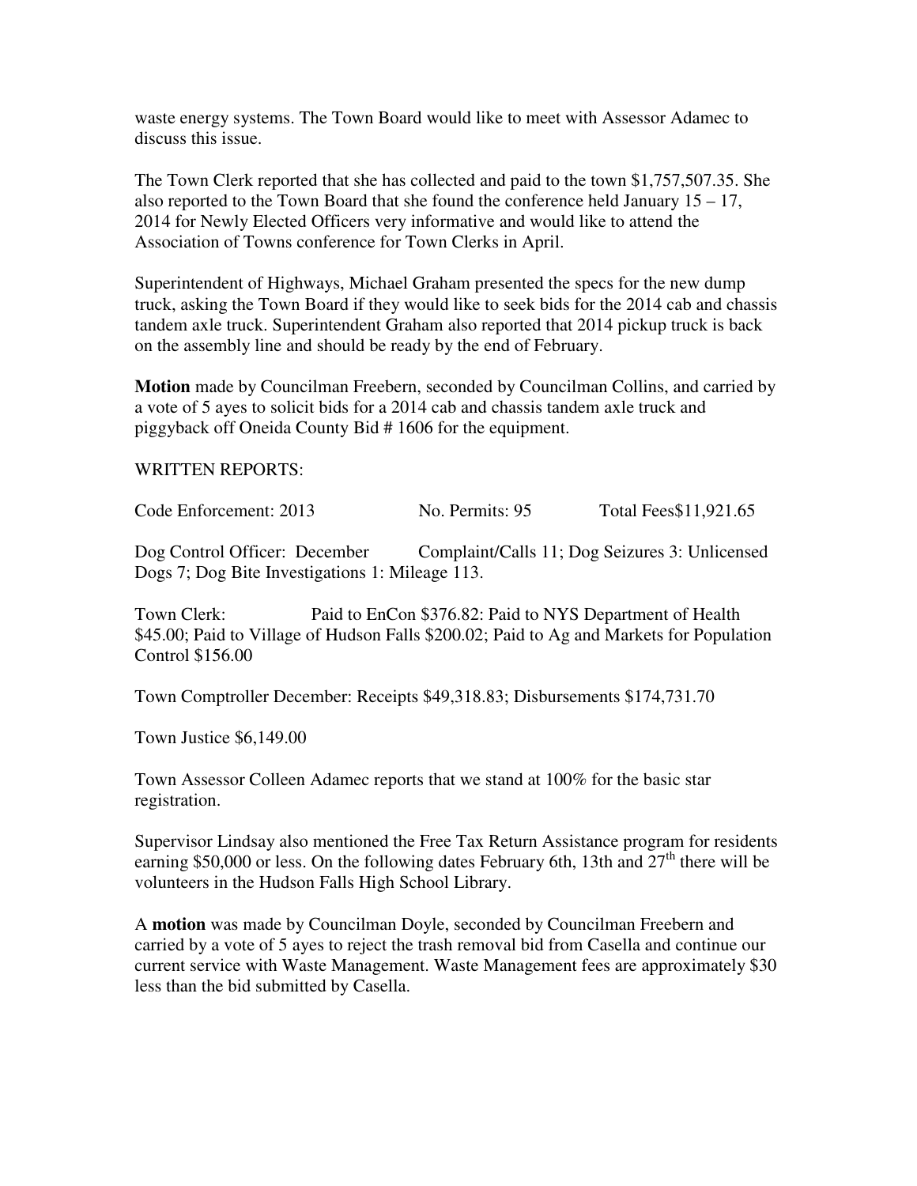waste energy systems. The Town Board would like to meet with Assessor Adamec to discuss this issue.

The Town Clerk reported that she has collected and paid to the town $1,757,507.35. She also reported to the Town Board that she found the conference held January 15 – 17, 2014 for Newly Elected Officers very informative and would like to attend the Association of Towns conference for Town Clerks in April.

Superintendent of Highways, Michael Graham presented the specs for the new dump truck, asking the Town Board if they would like to seek bids for the 2014 cab and chassis tandem axle truck. Superintendent Graham also reported that 2014 pickup truck is back on the assembly line and should be ready by the end of February.

**Motion** made by Councilman Freebern, seconded by Councilman Collins, and carried by a vote of 5 ayes to solicit bids for a 2014 cab and chassis tandem axle truck and piggyback off Oneida County Bid # 1606 for the equipment.

WRITTEN REPORTS:

Code Enforcement: 2013 No. Permits: 95 Total Fees$11,921.65

Dog Control Officer: December Complaint/Calls 11; Dog Seizures 3: Unlicensed Dogs 7; Dog Bite Investigations 1: Mileage 113.

Town Clerk: Paid to EnCon $376.82: Paid to NYS Department of Health $45.00; Paid to Village of Hudson Falls $200.02; Paid to Ag and Markets for Population Control $156.00

Town Comptroller December: Receipts $49,318.83; Disbursements $174,731.70

Town Justice $6,149.00

Town Assessor Colleen Adamec reports that we stand at 100% for the basic star registration.

Supervisor Lindsay also mentioned the Free Tax Return Assistance program for residents earning $50,000 or less. On the following dates February 6th, 13th and 27th there will be volunteers in the Hudson Falls High School Library.

A **motion** was made by Councilman Doyle, seconded by Councilman Freebern and carried by a vote of 5 ayes to reject the trash removal bid from Casella and continue our current service with Waste Management. Waste Management fees are approximately $30 less than the bid submitted by Casella.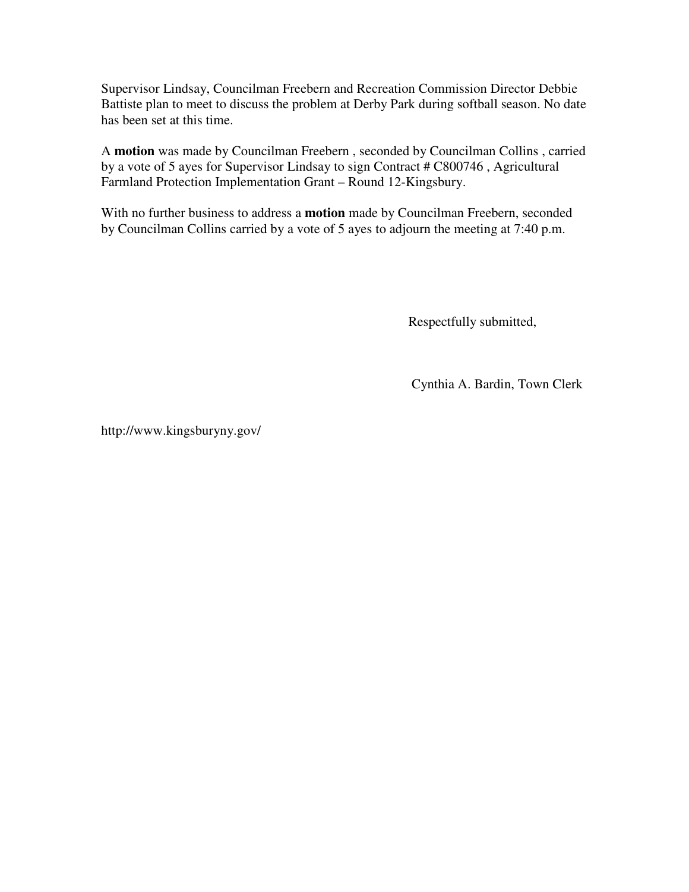Supervisor Lindsay, Councilman Freebern and Recreation Commission Director Debbie Battiste plan to meet to discuss the problem at Derby Park during softball season. No date has been set at this time.

A **motion** was made by Councilman Freebern , seconded by Councilman Collins , carried by a vote of 5 ayes for Supervisor Lindsay to sign Contract # C800746 , Agricultural Farmland Protection Implementation Grant – Round 12-Kingsbury.

With no further business to address a **motion** made by Councilman Freebern, seconded by Councilman Collins carried by a vote of 5 ayes to adjourn the meeting at 7:40 p.m.

Respectfully submitted,

Cynthia A. Bardin, Town Clerk

http://www.kingsburyny.gov/